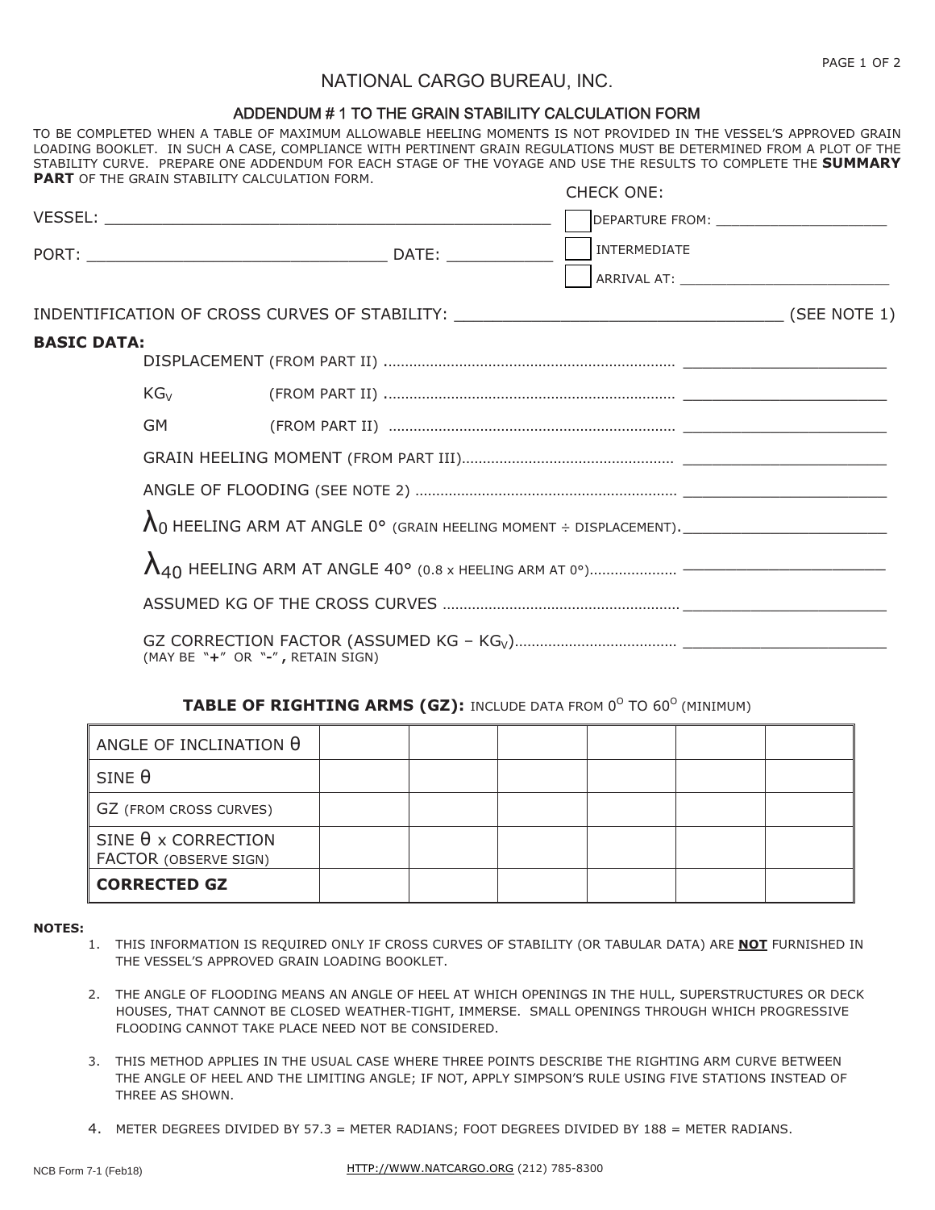# NATIONAL CARGO BUREAU, INC.

## ADDENDUM # 1 TO THE GRAIN STABILITY CALCULATION FORM

TO BE COMPLETED WHEN A TABLE OF MAXIMUM ALLOWABLE HEELING MOMENTS IS NOT PROVIDED IN THE VESSEL'S APPROVED GRAIN LOADING BOOKLET. IN SUCH A CASE, COMPLIANCE WITH PERTINENT GRAIN REGULATIONS MUST BE DETERMINED FROM A PLOT OF THE STABILITY CURVE. PREPARE ONE ADDENDUM FOR EACH STAGE OF THE VOYAGE AND USE THE RESULTS TO COMPLETE THE **SUMMARY PART** OF THE GRAIN STABILITY CALCULATION FORM.

CHECK ONE:

VESSEL: ______________________________________________

PORT: ______________________________ DATE: __________

☐ DEPARTURE FROM: ____________________

☐ INTERMEDIATE

☐ ARRIVAL AT: ________________________

INDENTIFICATION OF CROSS CURVES OF STABILITY: ________________________________ (SEE NOTE 1)

**BASIC DATA:**

- DISPLACEMENT (FROM PART II) .................................................................... ______________________
- $KG_V$ (FROM PART II) .................................................................... ______________________
- GM (FROM PART II) .................................................................... ______________________
- GRAIN HEELING MOMENT (FROM PART III)................................................. ______________________
- ANGLE OF FLOODING (SEE NOTE 2) ............................................................. ______________________
- $\lambda_0$ HEELING ARM AT ANGLE 0° (GRAIN HEELING MOMENT ÷ DISPLACEMENT). ______________________
- $\lambda_{40}$ HEELING ARM AT ANGLE 40° (0.8 x HEELING ARM AT 0°).................... ______________________
- ASSUMED KG OF THE CROSS CURVES ....................................................... ______________________
- GZ CORRECTION FACTOR (ASSUMED KG – $KG_V$)...................................... ______________________
  (MAY BE "+" OR "-", RETAIN SIGN)

**TABLE OF RIGHTING ARMS (GZ):** INCLUDE DATA FROM 0° TO 60° (MINIMUM)

| ANGLE OF INCLINATION θ | | | | | | |
|---|---|---|---|---|---|---|
| SINE θ | | | | | | |
| GZ (FROM CROSS CURVES) | | | | | | |
| SINE θ x CORRECTION FACTOR (OBSERVE SIGN) | | | | | | |
| **CORRECTED GZ** | | | | | | |

**NOTES:**

1. THIS INFORMATION IS REQUIRED ONLY IF CROSS CURVES OF STABILITY (OR TABULAR DATA) ARE **NOT** FURNISHED IN THE VESSEL'S APPROVED GRAIN LOADING BOOKLET.
2. THE ANGLE OF FLOODING MEANS AN ANGLE OF HEEL AT WHICH OPENINGS IN THE HULL, SUPERSTRUCTURES OR DECK HOUSES, THAT CANNOT BE CLOSED WEATHER-TIGHT, IMMERSE. SMALL OPENINGS THROUGH WHICH PROGRESSIVE FLOODING CANNOT TAKE PLACE NEED NOT BE CONSIDERED.
3. THIS METHOD APPLIES IN THE USUAL CASE WHERE THREE POINTS DESCRIBE THE RIGHTING ARM CURVE BETWEEN THE ANGLE OF HEEL AND THE LIMITING ANGLE; IF NOT, APPLY SIMPSON'S RULE USING FIVE STATIONS INSTEAD OF THREE AS SHOWN.
4. METER DEGREES DIVIDED BY 57.3 = METER RADIANS; FOOT DEGREES DIVIDED BY 188 = METER RADIANS.

NCB Form 7-1 (Feb18) HTTP://WWW.NATCARGO.ORG (212) 785-8300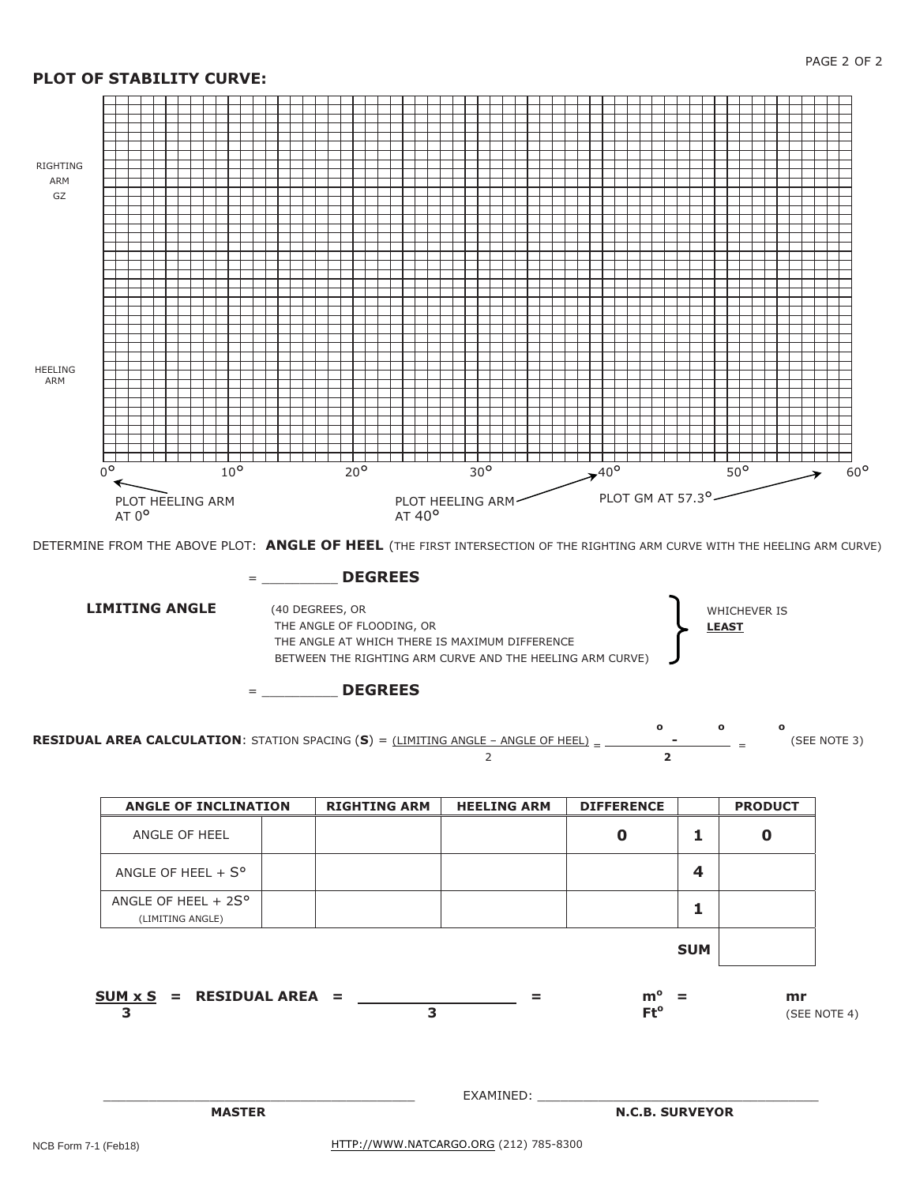## PLOT OF STABILITY CURVE:

RIGHTING ARM GZ

HEELING ARM

0° 10° 20° 30° 40° 50° 60°

PLOT HEELING ARM AT 0°

PLOT HEELING ARM AT 40°

PLOT GM AT 57.3°

DETERMINE FROM THE ABOVE PLOT: **ANGLE OF HEEL** (THE FIRST INTERSECTION OF THE RIGHTING ARM CURVE WITH THE HEELING ARM CURVE)

= _________ **DEGREES**

**LIMITING ANGLE** (40 DEGREES, OR THE ANGLE OF FLOODING, OR THE ANGLE AT WHICH THERE IS MAXIMUM DIFFERENCE BETWEEN THE RIGHTING ARM CURVE AND THE HEELING ARM CURVE) WHICHEVER IS **LEAST**

= _________ **DEGREES**

**RESIDUAL AREA CALCULATION**: STATION SPACING (**S**) = $\frac{\text{LIMITING ANGLE – ANGLE OF HEEL}}{2}$ = $\frac{\_\_\_° - \_\_\_°}{2}$ = ___° (SEE NOTE 3)

| ANGLE OF INCLINATION | | RIGHTING ARM | HEELING ARM | DIFFERENCE | | PRODUCT |
|---|---|---|---|---|---|---|
| ANGLE OF HEEL | | | | **0** | **1** | **0** |
| ANGLE OF HEEL + S° | | | | | **4** | |
| ANGLE OF HEEL + 2S° (LIMITING ANGLE) | | | | | **1** | |
| | | | | | **SUM** | |

$\frac{\textbf{SUM x S}}{\textbf{3}}$ = **RESIDUAL AREA** = $\frac{\_\_\_\_\_\_\_\_\_\_\_\_}{\textbf{3}}$ = **m° / Ft°** = **mr** (SEE NOTE 4)

_______________________________ **MASTER**

EXAMINED: _______________________________ **N.C.B. SURVEYOR**

NCB Form 7-1 (Feb18) HTTP://WWW.NATCARGO.ORG (212) 785-8300